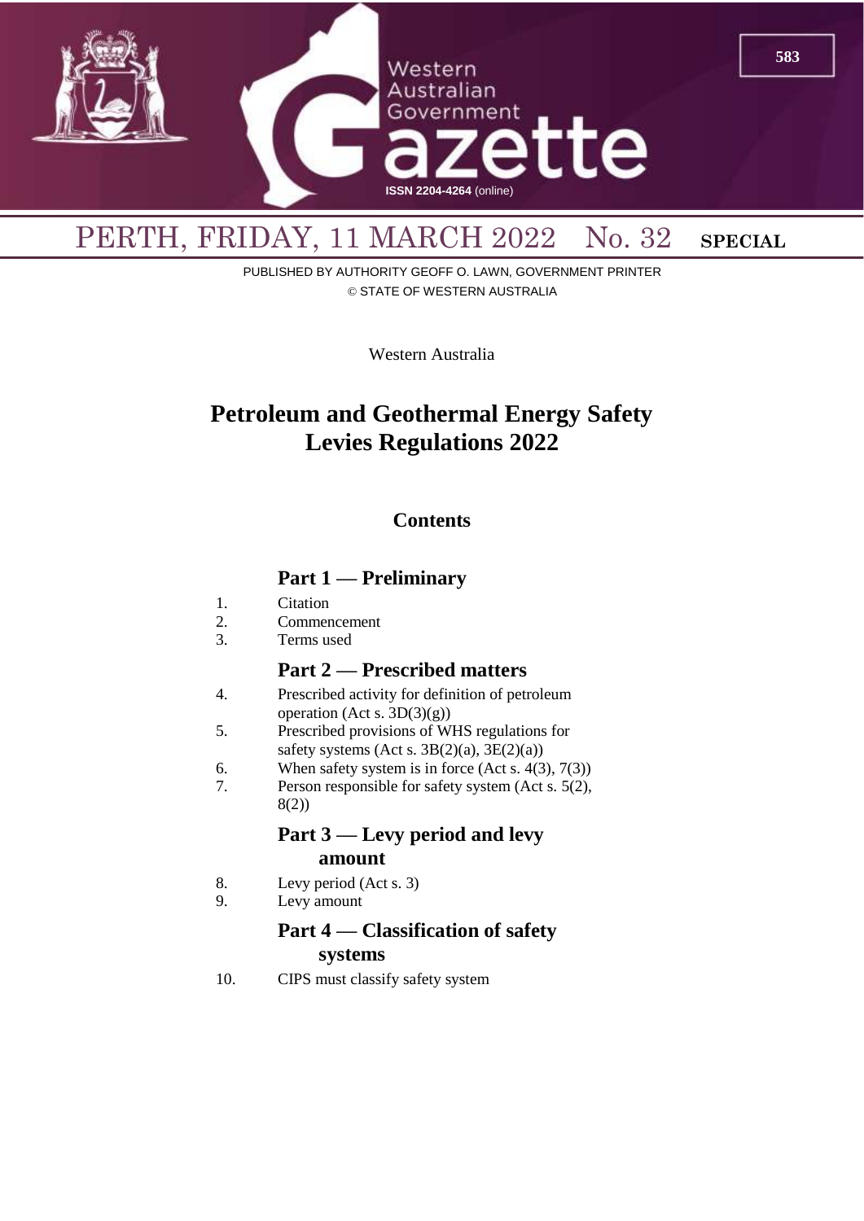PERTH, FRIDAY, 11 MARCH 2022 No. 32 **SPECIAL**

PUBLISHED BY AUTHORITY GEOFF O. LAWN, GOVERNMENT PRINTER
© STATE OF WESTERN AUSTRALIA

Western Australia

# Petroleum and Geothermal Energy Safety Levies Regulations 2022

## Contents

### Part 1 — Preliminary

1. Citation
2. Commencement
3. Terms used

### Part 2 — Prescribed matters

4. Prescribed activity for definition of petroleum operation (Act s. 3D(3)(g))
5. Prescribed provisions of WHS regulations for safety systems (Act s. 3B(2)(a), 3E(2)(a))
6. When safety system is in force (Act s. 4(3), 7(3))
7. Person responsible for safety system (Act s. 5(2), 8(2))

### Part 3 — Levy period and levy amount

8. Levy period (Act s. 3)
9. Levy amount

### Part 4 — Classification of safety systems

10. CIPS must classify safety system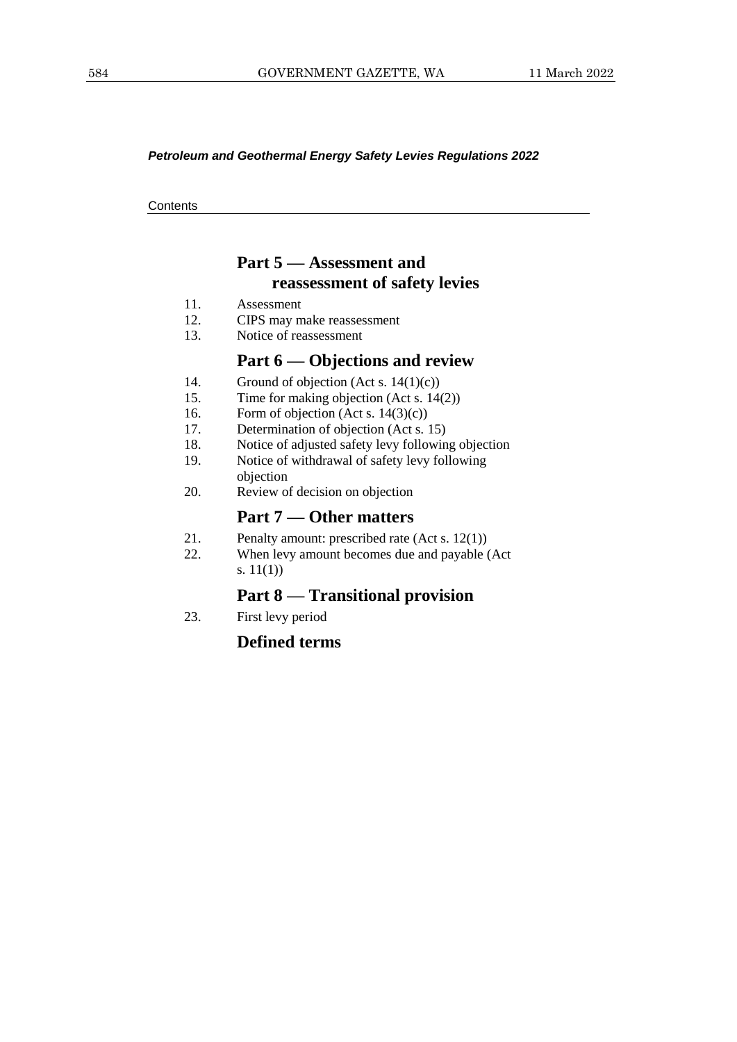*Petroleum and Geothermal Energy Safety Levies Regulations 2022*

Contents

## Part 5 — Assessment and reassessment of safety levies

11. Assessment
12. CIPS may make reassessment
13. Notice of reassessment

## Part 6 — Objections and review

14. Ground of objection (Act s. 14(1)(c))
15. Time for making objection (Act s. 14(2))
16. Form of objection (Act s. 14(3)(c))
17. Determination of objection (Act s. 15)
18. Notice of adjusted safety levy following objection
19. Notice of withdrawal of safety levy following objection
20. Review of decision on objection

## Part 7 — Other matters

21. Penalty amount: prescribed rate (Act s. 12(1))
22. When levy amount becomes due and payable (Act s. 11(1))

## Part 8 — Transitional provision

23. First levy period

## Defined terms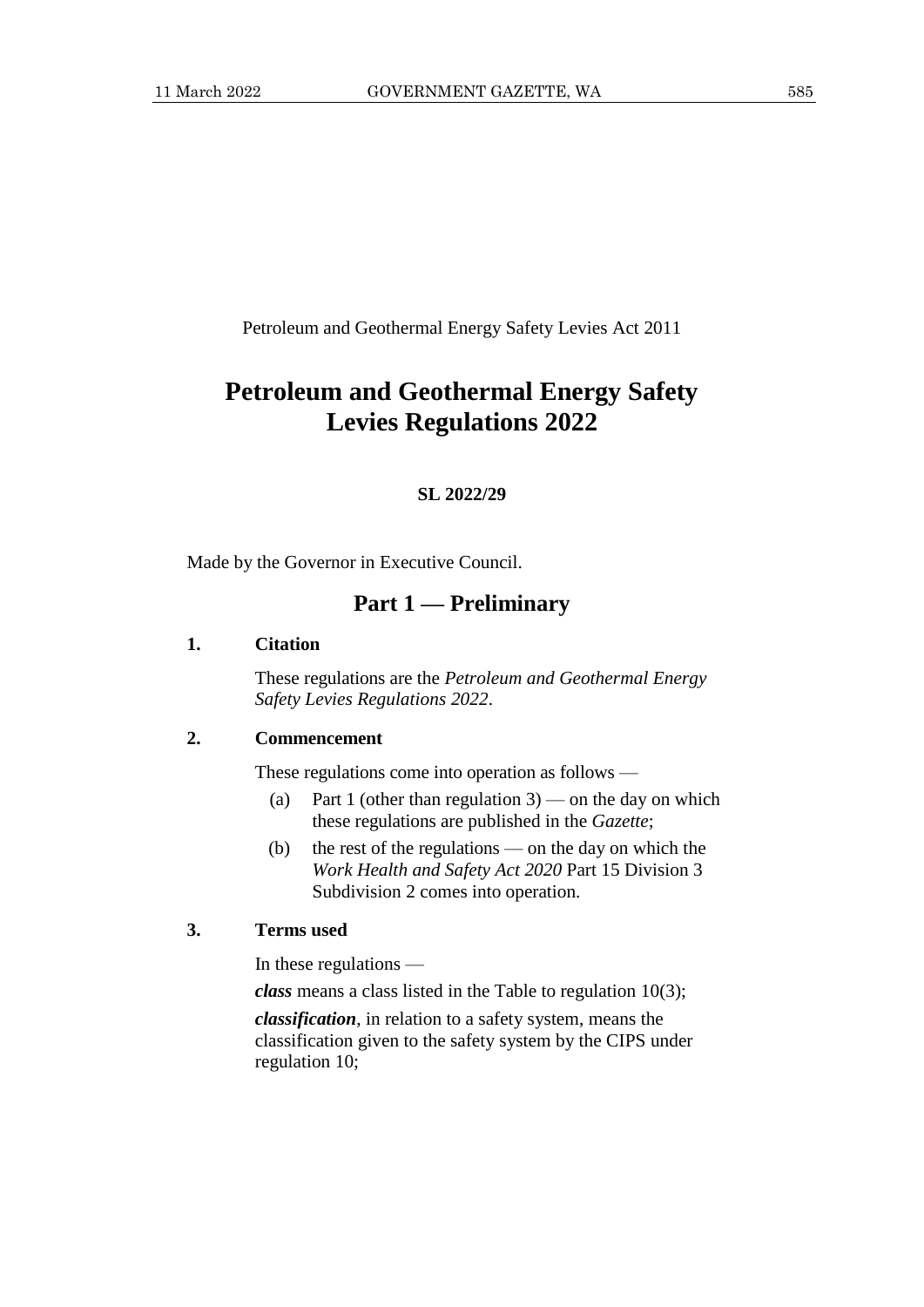Petroleum and Geothermal Energy Safety Levies Act 2011

# Petroleum and Geothermal Energy Safety Levies Regulations 2022

**SL 2022/29**

Made by the Governor in Executive Council.

## Part 1 — Preliminary

### 1. Citation

These regulations are the *Petroleum and Geothermal Energy Safety Levies Regulations 2022*.

### 2. Commencement

These regulations come into operation as follows —

(a) Part 1 (other than regulation 3) — on the day on which these regulations are published in the *Gazette*;

(b) the rest of the regulations — on the day on which the *Work Health and Safety Act 2020* Part 15 Division 3 Subdivision 2 comes into operation.

### 3. Terms used

In these regulations —

***class*** means a class listed in the Table to regulation 10(3);

***classification***, in relation to a safety system, means the classification given to the safety system by the CIPS under regulation 10;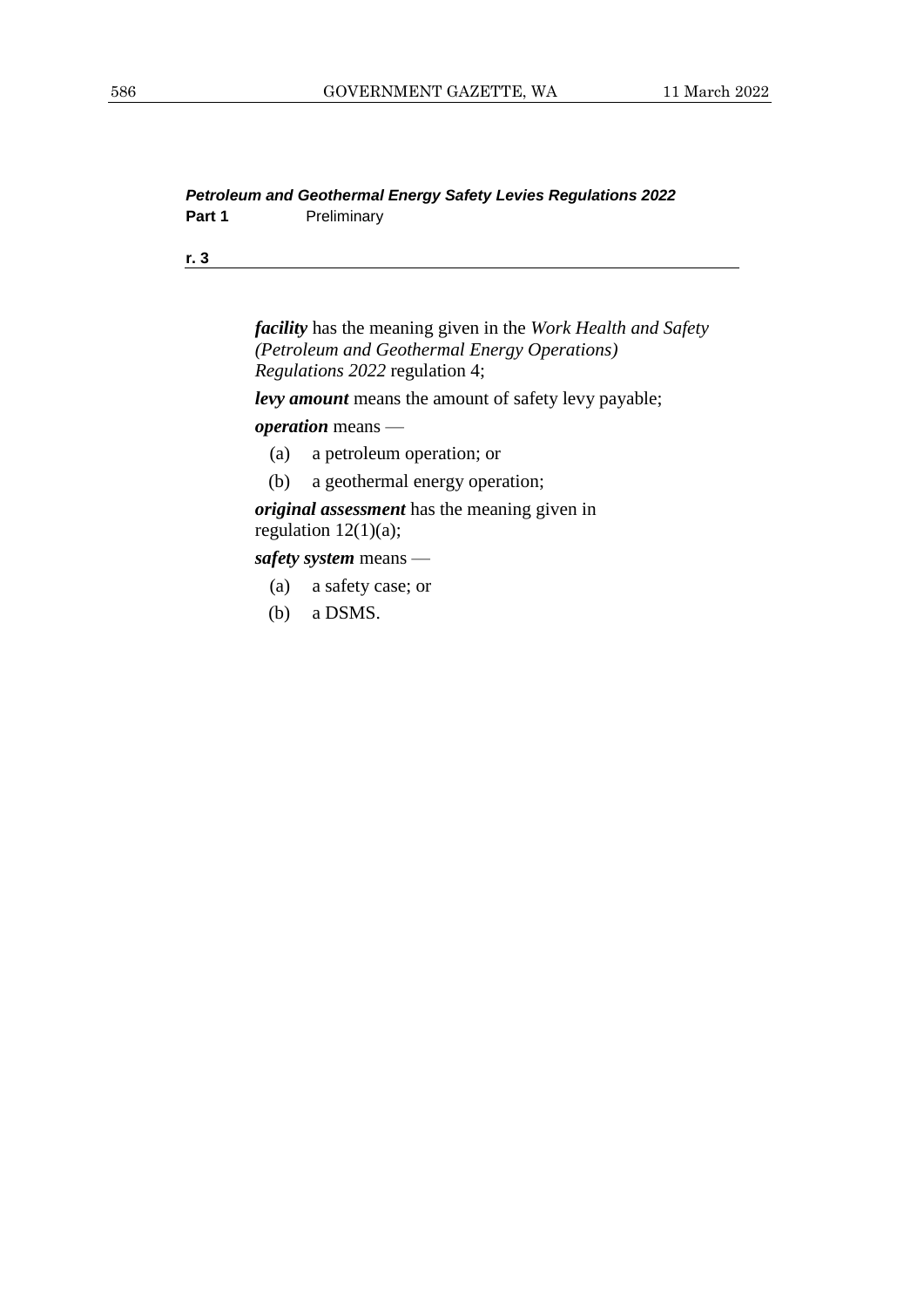***facility*** has the meaning given in the *Work Health and Safety (Petroleum and Geothermal Energy Operations) Regulations 2022* regulation 4;

***levy amount*** means the amount of safety levy payable;

***operation*** means —

(a) a petroleum operation; or

(b) a geothermal energy operation;

***original assessment*** has the meaning given in regulation 12(1)(a);

***safety system*** means —

(a) a safety case; or

(b) a DSMS.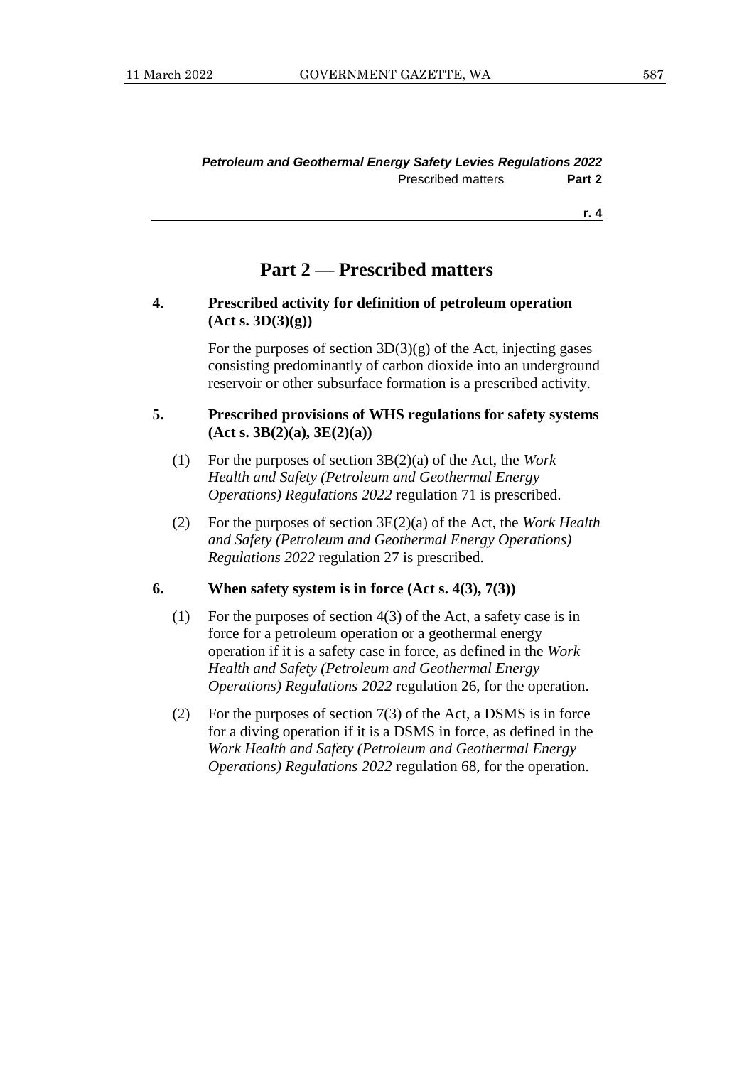## Part 2 — Prescribed matters

### 4. Prescribed activity for definition of petroleum operation (Act s. 3D(3)(g))

For the purposes of section 3D(3)(g) of the Act, injecting gases consisting predominantly of carbon dioxide into an underground reservoir or other subsurface formation is a prescribed activity.

### 5. Prescribed provisions of WHS regulations for safety systems (Act s. 3B(2)(a), 3E(2)(a))

(1) For the purposes of section 3B(2)(a) of the Act, the *Work Health and Safety (Petroleum and Geothermal Energy Operations) Regulations 2022* regulation 71 is prescribed.

(2) For the purposes of section 3E(2)(a) of the Act, the *Work Health and Safety (Petroleum and Geothermal Energy Operations) Regulations 2022* regulation 27 is prescribed.

### 6. When safety system is in force (Act s. 4(3), 7(3))

(1) For the purposes of section 4(3) of the Act, a safety case is in force for a petroleum operation or a geothermal energy operation if it is a safety case in force, as defined in the *Work Health and Safety (Petroleum and Geothermal Energy Operations) Regulations 2022* regulation 26, for the operation.

(2) For the purposes of section 7(3) of the Act, a DSMS is in force for a diving operation if it is a DSMS in force, as defined in the *Work Health and Safety (Petroleum and Geothermal Energy Operations) Regulations 2022* regulation 68, for the operation.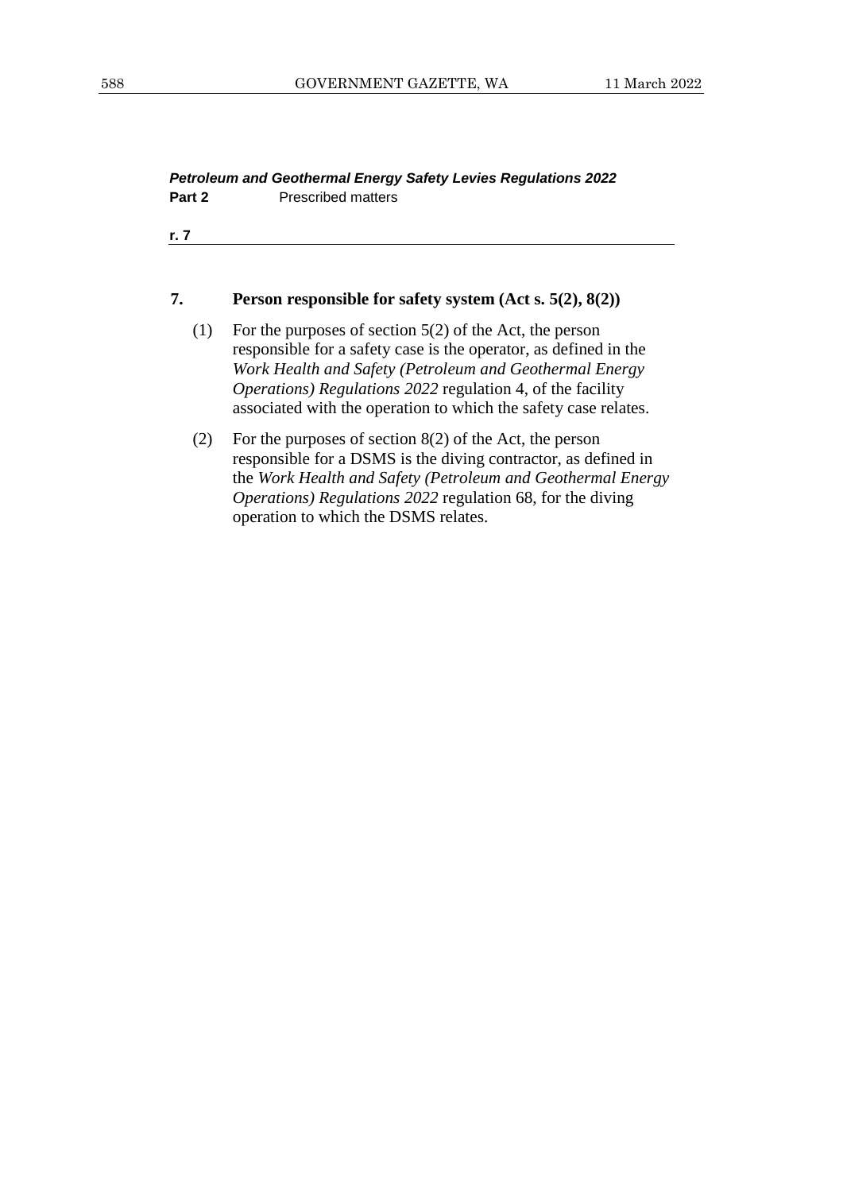*Petroleum and Geothermal Energy Safety Levies Regulations 2022*
**Part 2** Prescribed matters

**r. 7**

### 7. Person responsible for safety system (Act s. 5(2), 8(2))

(1) For the purposes of section 5(2) of the Act, the person responsible for a safety case is the operator, as defined in the *Work Health and Safety (Petroleum and Geothermal Energy Operations) Regulations 2022* regulation 4, of the facility associated with the operation to which the safety case relates.

(2) For the purposes of section 8(2) of the Act, the person responsible for a DSMS is the diving contractor, as defined in the *Work Health and Safety (Petroleum and Geothermal Energy Operations) Regulations 2022* regulation 68, for the diving operation to which the DSMS relates.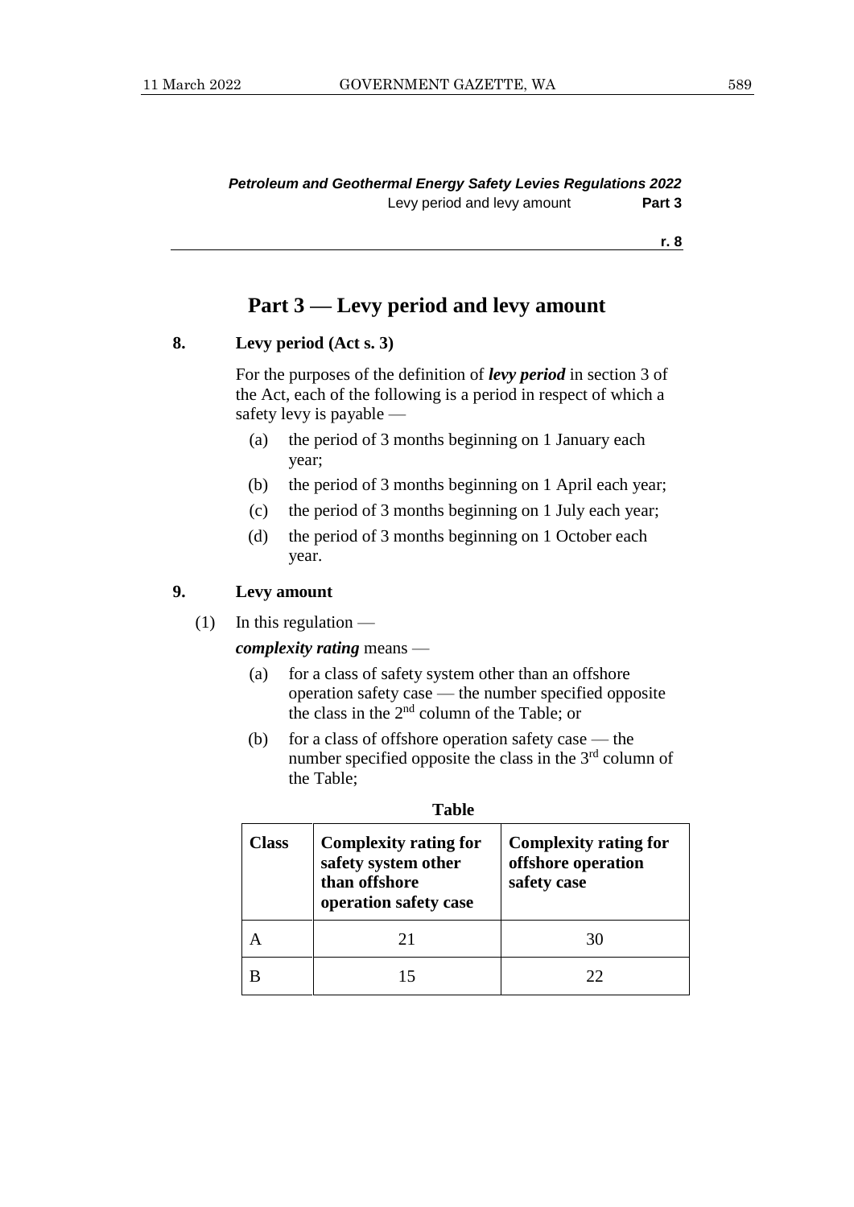# Part 3 — Levy period and levy amount

### 8. Levy period (Act s. 3)

For the purposes of the definition of ***levy period*** in section 3 of the Act, each of the following is a period in respect of which a safety levy is payable —

- (a) the period of 3 months beginning on 1 January each year;
- (b) the period of 3 months beginning on 1 April each year;
- (c) the period of 3 months beginning on 1 July each year;
- (d) the period of 3 months beginning on 1 October each year.

### 9. Levy amount

(1) In this regulation —

***complexity rating*** means —

- (a) for a class of safety system other than an offshore operation safety case — the number specified opposite the class in the 2nd column of the Table; or
- (b) for a class of offshore operation safety case — the number specified opposite the class in the 3rd column of the Table;

**Table**

| Class | Complexity rating for safety system other than offshore operation safety case | Complexity rating for offshore operation safety case |
|---|---|---|
| A | 21 | 30 |
| B | 15 | 22 |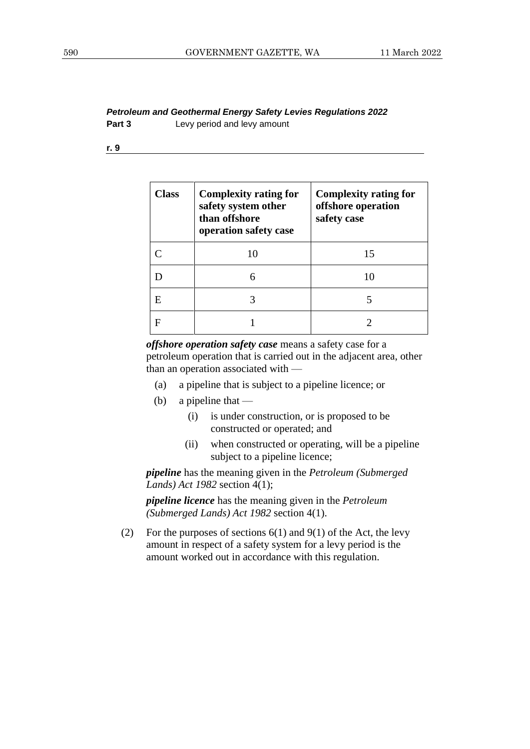| Class | Complexity rating for safety system other than offshore operation safety case | Complexity rating for offshore operation safety case |
|---|---|---|
| C | 10 | 15 |
| D | 6 | 10 |
| E | 3 | 5 |
| F | 1 | 2 |

***offshore operation safety case*** means a safety case for a petroleum operation that is carried out in the adjacent area, other than an operation associated with —

(a) a pipeline that is subject to a pipeline licence; or

(b) a pipeline that —

(i) is under construction, or is proposed to be constructed or operated; and

(ii) when constructed or operating, will be a pipeline subject to a pipeline licence;

***pipeline*** has the meaning given in the *Petroleum (Submerged Lands) Act 1982* section 4(1);

***pipeline licence*** has the meaning given in the *Petroleum (Submerged Lands) Act 1982* section 4(1).

(2) For the purposes of sections 6(1) and 9(1) of the Act, the levy amount in respect of a safety system for a levy period is the amount worked out in accordance with this regulation.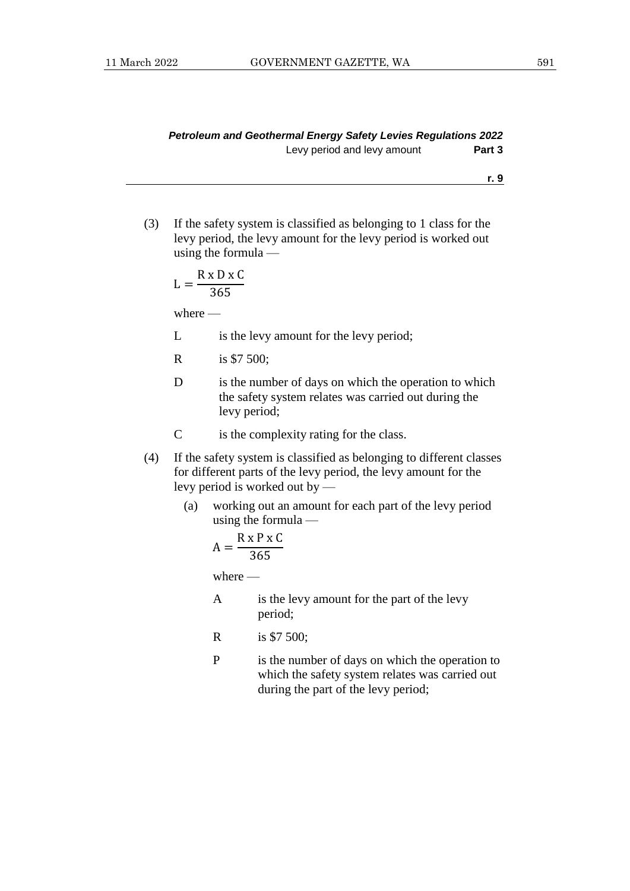(3) If the safety system is classified as belonging to 1 class for the levy period, the levy amount for the levy period is worked out using the formula —

$$L = \frac{R \times D \times C}{365}$$

where —

L is the levy amount for the levy period;

R is $7 500;

D is the number of days on which the operation to which the safety system relates was carried out during the levy period;

C is the complexity rating for the class.

(4) If the safety system is classified as belonging to different classes for different parts of the levy period, the levy amount for the levy period is worked out by —

(a) working out an amount for each part of the levy period using the formula —

$$A = \frac{R \times P \times C}{365}$$

where —

A is the levy amount for the part of the levy period;

R is $7 500;

P is the number of days on which the operation to which the safety system relates was carried out during the part of the levy period;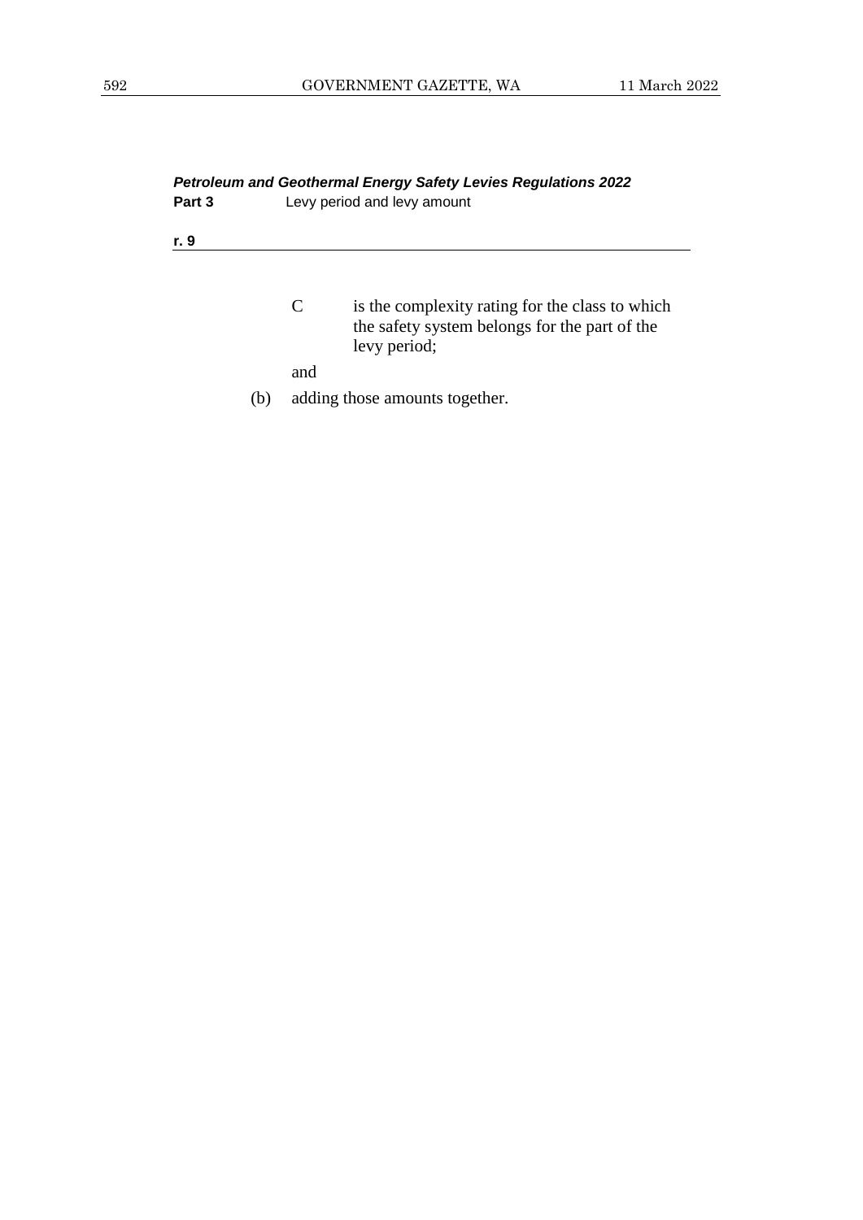C is the complexity rating for the class to which the safety system belongs for the part of the levy period;

and

(b) adding those amounts together.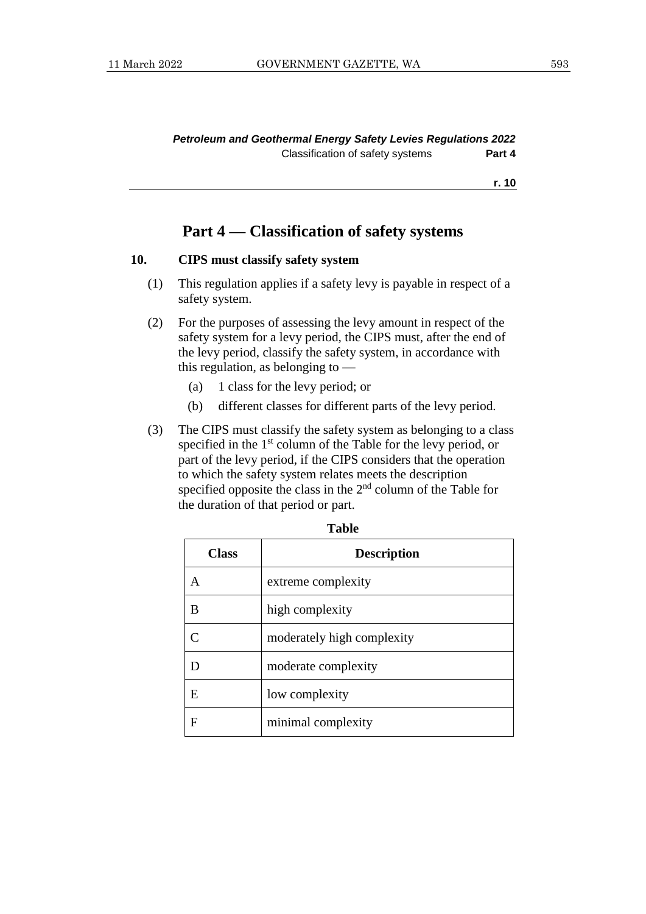## Part 4 — Classification of safety systems

### 10. CIPS must classify safety system

(1) This regulation applies if a safety levy is payable in respect of a safety system.

(2) For the purposes of assessing the levy amount in respect of the safety system for a levy period, the CIPS must, after the end of the levy period, classify the safety system, in accordance with this regulation, as belonging to —

(a) 1 class for the levy period; or

(b) different classes for different parts of the levy period.

(3) The CIPS must classify the safety system as belonging to a class specified in the 1st column of the Table for the levy period, or part of the levy period, if the CIPS considers that the operation to which the safety system relates meets the description specified opposite the class in the 2nd column of the Table for the duration of that period or part.

**Table**

| Class | Description |
|---|---|
| A | extreme complexity |
| B | high complexity |
| C | moderately high complexity |
| D | moderate complexity |
| E | low complexity |
| F | minimal complexity |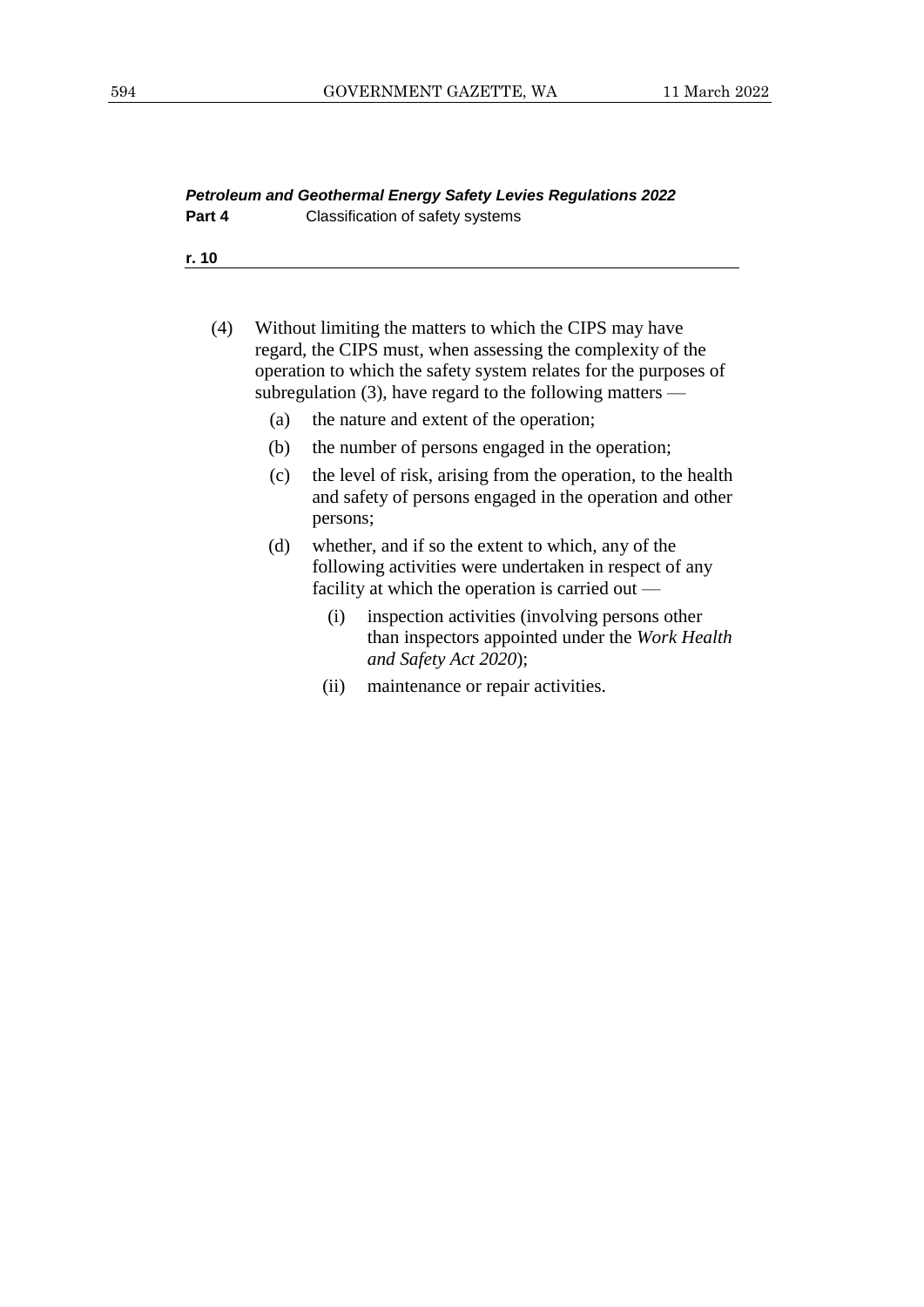(4) Without limiting the matters to which the CIPS may have regard, the CIPS must, when assessing the complexity of the operation to which the safety system relates for the purposes of subregulation (3), have regard to the following matters —

- (a) the nature and extent of the operation;
- (b) the number of persons engaged in the operation;
- (c) the level of risk, arising from the operation, to the health and safety of persons engaged in the operation and other persons;
- (d) whether, and if so the extent to which, any of the following activities were undertaken in respect of any facility at which the operation is carried out —
  - (i) inspection activities (involving persons other than inspectors appointed under the *Work Health and Safety Act 2020*);
  - (ii) maintenance or repair activities.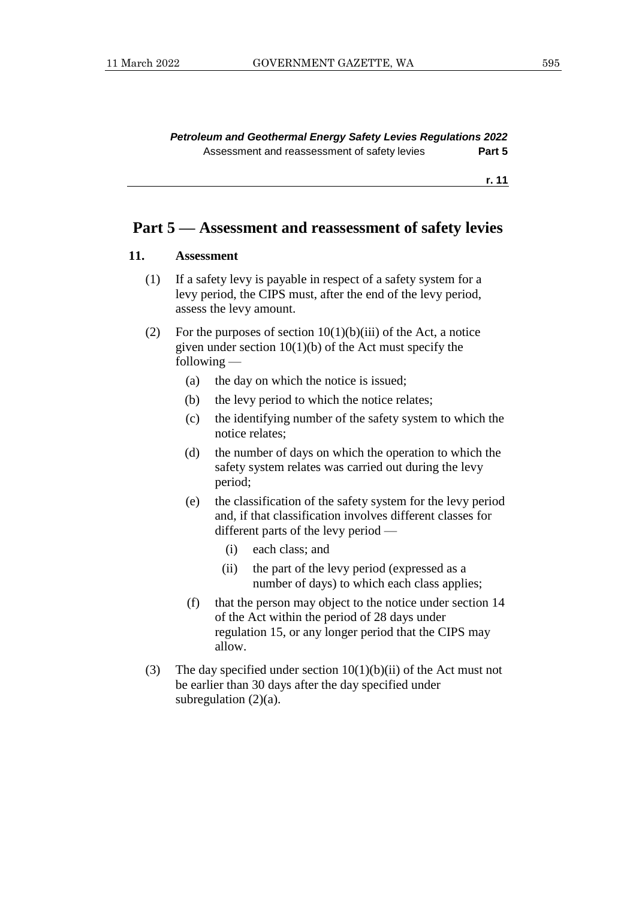## Part 5 — Assessment and reassessment of safety levies

### 11. Assessment

(1) If a safety levy is payable in respect of a safety system for a levy period, the CIPS must, after the end of the levy period, assess the levy amount.

(2) For the purposes of section 10(1)(b)(iii) of the Act, a notice given under section 10(1)(b) of the Act must specify the following —

- (a) the day on which the notice is issued;
- (b) the levy period to which the notice relates;
- (c) the identifying number of the safety system to which the notice relates;
- (d) the number of days on which the operation to which the safety system relates was carried out during the levy period;
- (e) the classification of the safety system for the levy period and, if that classification involves different classes for different parts of the levy period —
  - (i) each class; and
  - (ii) the part of the levy period (expressed as a number of days) to which each class applies;
- (f) that the person may object to the notice under section 14 of the Act within the period of 28 days under regulation 15, or any longer period that the CIPS may allow.

(3) The day specified under section 10(1)(b)(ii) of the Act must not be earlier than 30 days after the day specified under subregulation (2)(a).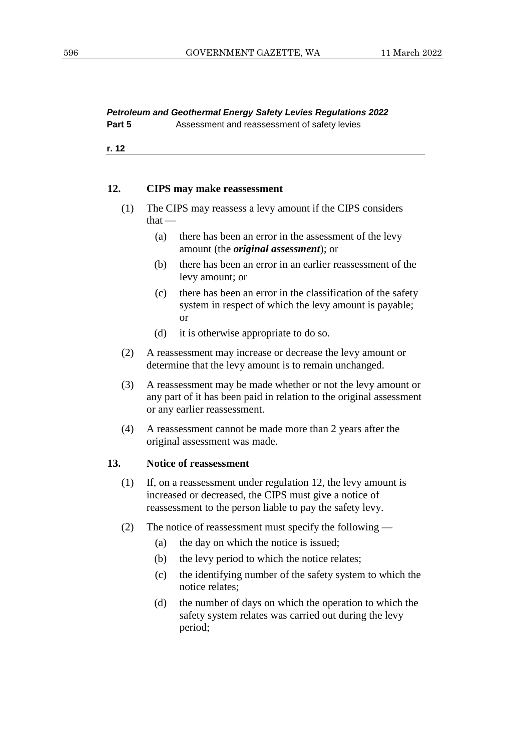### 12. CIPS may make reassessment

(1) The CIPS may reassess a levy amount if the CIPS considers that —

(a) there has been an error in the assessment of the levy amount (the ***original assessment***); or

(b) there has been an error in an earlier reassessment of the levy amount; or

(c) there has been an error in the classification of the safety system in respect of which the levy amount is payable; or

(d) it is otherwise appropriate to do so.

(2) A reassessment may increase or decrease the levy amount or determine that the levy amount is to remain unchanged.

(3) A reassessment may be made whether or not the levy amount or any part of it has been paid in relation to the original assessment or any earlier reassessment.

(4) A reassessment cannot be made more than 2 years after the original assessment was made.

### 13. Notice of reassessment

(1) If, on a reassessment under regulation 12, the levy amount is increased or decreased, the CIPS must give a notice of reassessment to the person liable to pay the safety levy.

(2) The notice of reassessment must specify the following —

(a) the day on which the notice is issued;

(b) the levy period to which the notice relates;

(c) the identifying number of the safety system to which the notice relates;

(d) the number of days on which the operation to which the safety system relates was carried out during the levy period;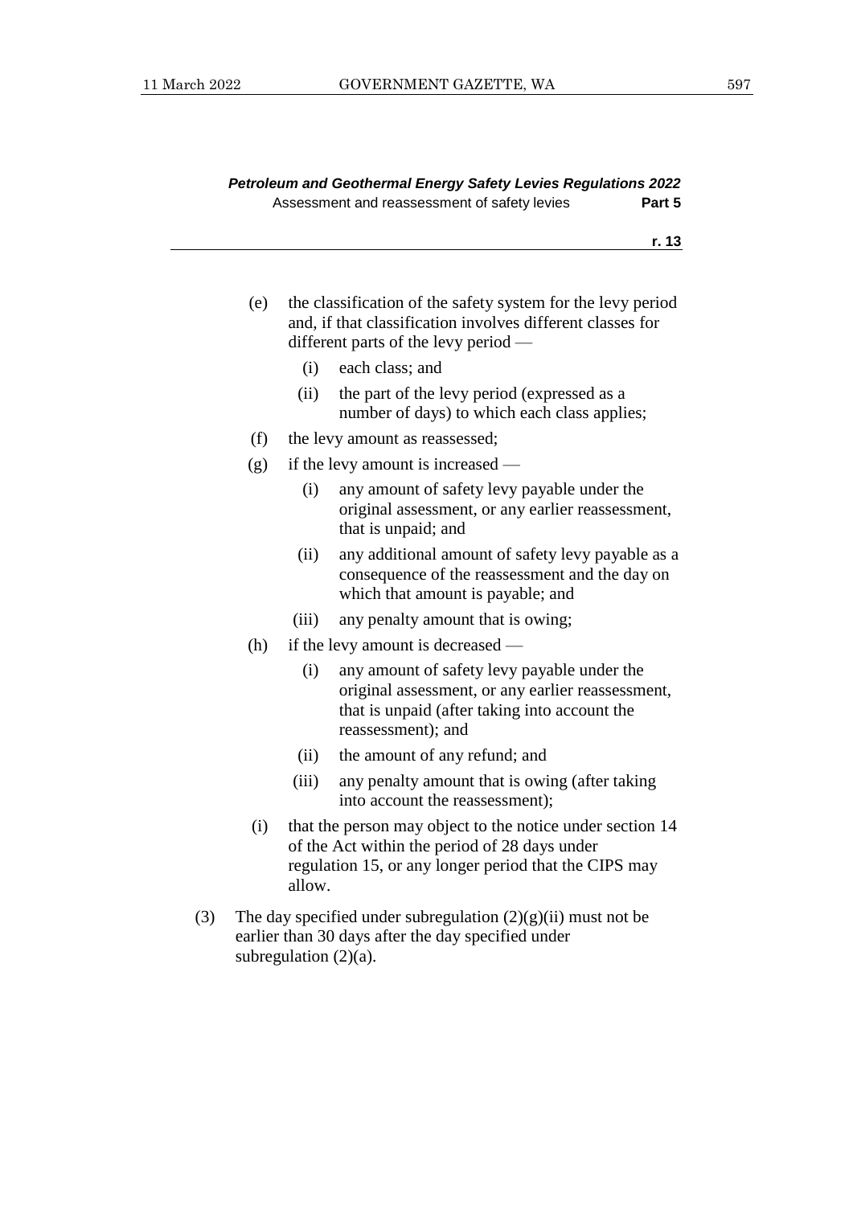(e) the classification of the safety system for the levy period and, if that classification involves different classes for different parts of the levy period —

   (i) each class; and

   (ii) the part of the levy period (expressed as a number of days) to which each class applies;

(f) the levy amount as reassessed;

(g) if the levy amount is increased —

   (i) any amount of safety levy payable under the original assessment, or any earlier reassessment, that is unpaid; and

   (ii) any additional amount of safety levy payable as a consequence of the reassessment and the day on which that amount is payable; and

   (iii) any penalty amount that is owing;

(h) if the levy amount is decreased —

   (i) any amount of safety levy payable under the original assessment, or any earlier reassessment, that is unpaid (after taking into account the reassessment); and

   (ii) the amount of any refund; and

   (iii) any penalty amount that is owing (after taking into account the reassessment);

(i) that the person may object to the notice under section 14 of the Act within the period of 28 days under regulation 15, or any longer period that the CIPS may allow.

(3) The day specified under subregulation (2)(g)(ii) must not be earlier than 30 days after the day specified under subregulation (2)(a).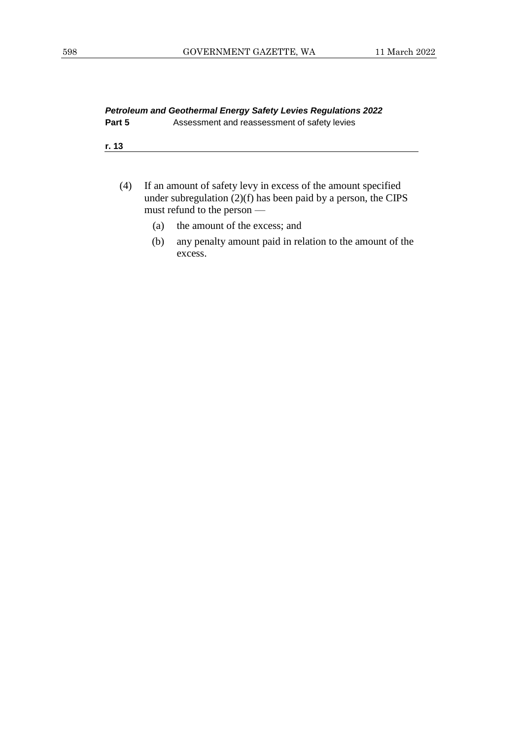(4) If an amount of safety levy in excess of the amount specified under subregulation (2)(f) has been paid by a person, the CIPS must refund to the person —

  (a) the amount of the excess; and

  (b) any penalty amount paid in relation to the amount of the excess.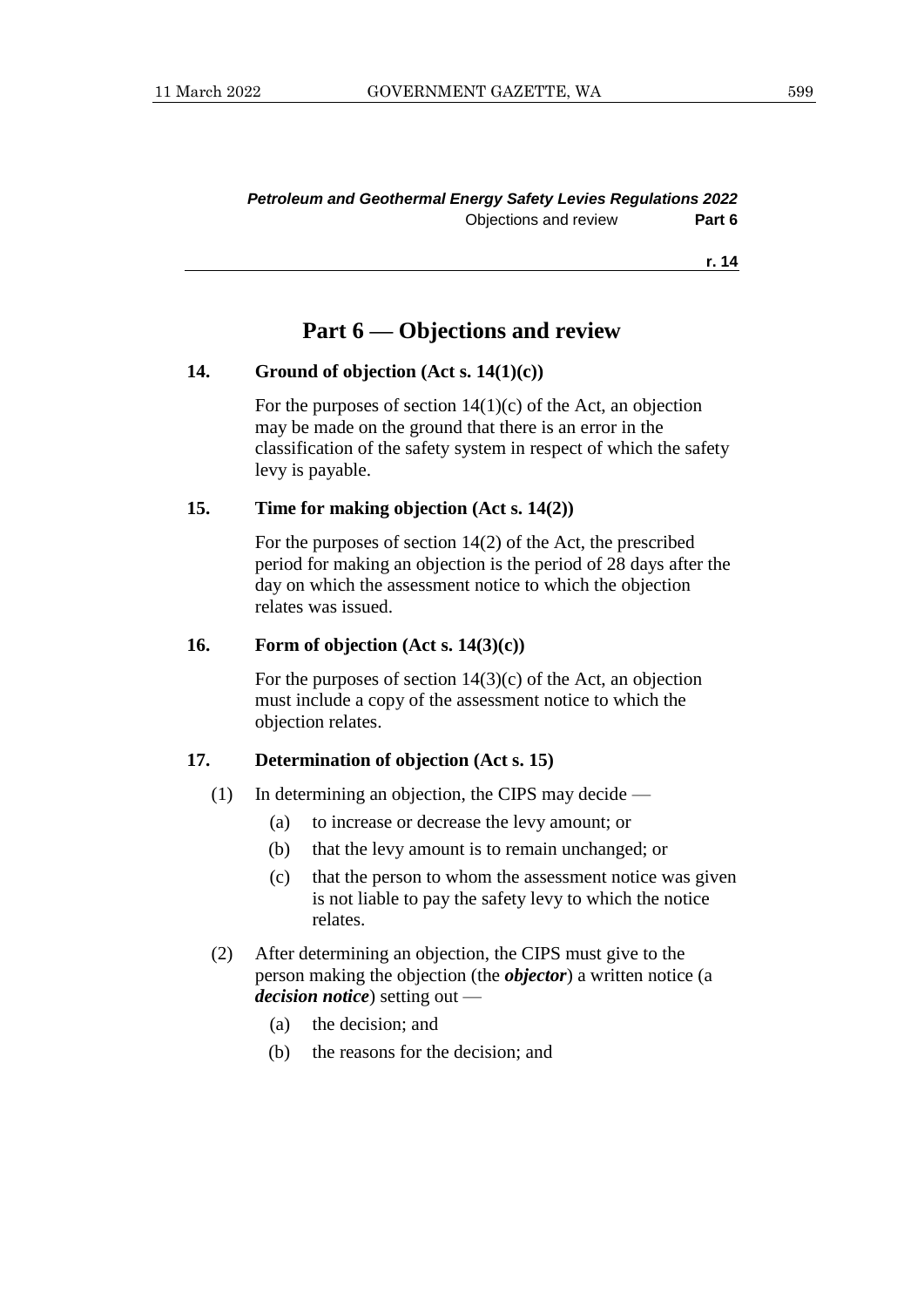# Part 6 — Objections and review

**14. Ground of objection (Act s. 14(1)(c))**

For the purposes of section 14(1)(c) of the Act, an objection may be made on the ground that there is an error in the classification of the safety system in respect of which the safety levy is payable.

**15. Time for making objection (Act s. 14(2))**

For the purposes of section 14(2) of the Act, the prescribed period for making an objection is the period of 28 days after the day on which the assessment notice to which the objection relates was issued.

**16. Form of objection (Act s. 14(3)(c))**

For the purposes of section 14(3)(c) of the Act, an objection must include a copy of the assessment notice to which the objection relates.

**17. Determination of objection (Act s. 15)**

(1) In determining an objection, the CIPS may decide —

(a) to increase or decrease the levy amount; or

(b) that the levy amount is to remain unchanged; or

(c) that the person to whom the assessment notice was given is not liable to pay the safety levy to which the notice relates.

(2) After determining an objection, the CIPS must give to the person making the objection (the ***objector***) a written notice (a ***decision notice***) setting out —

(a) the decision; and

(b) the reasons for the decision; and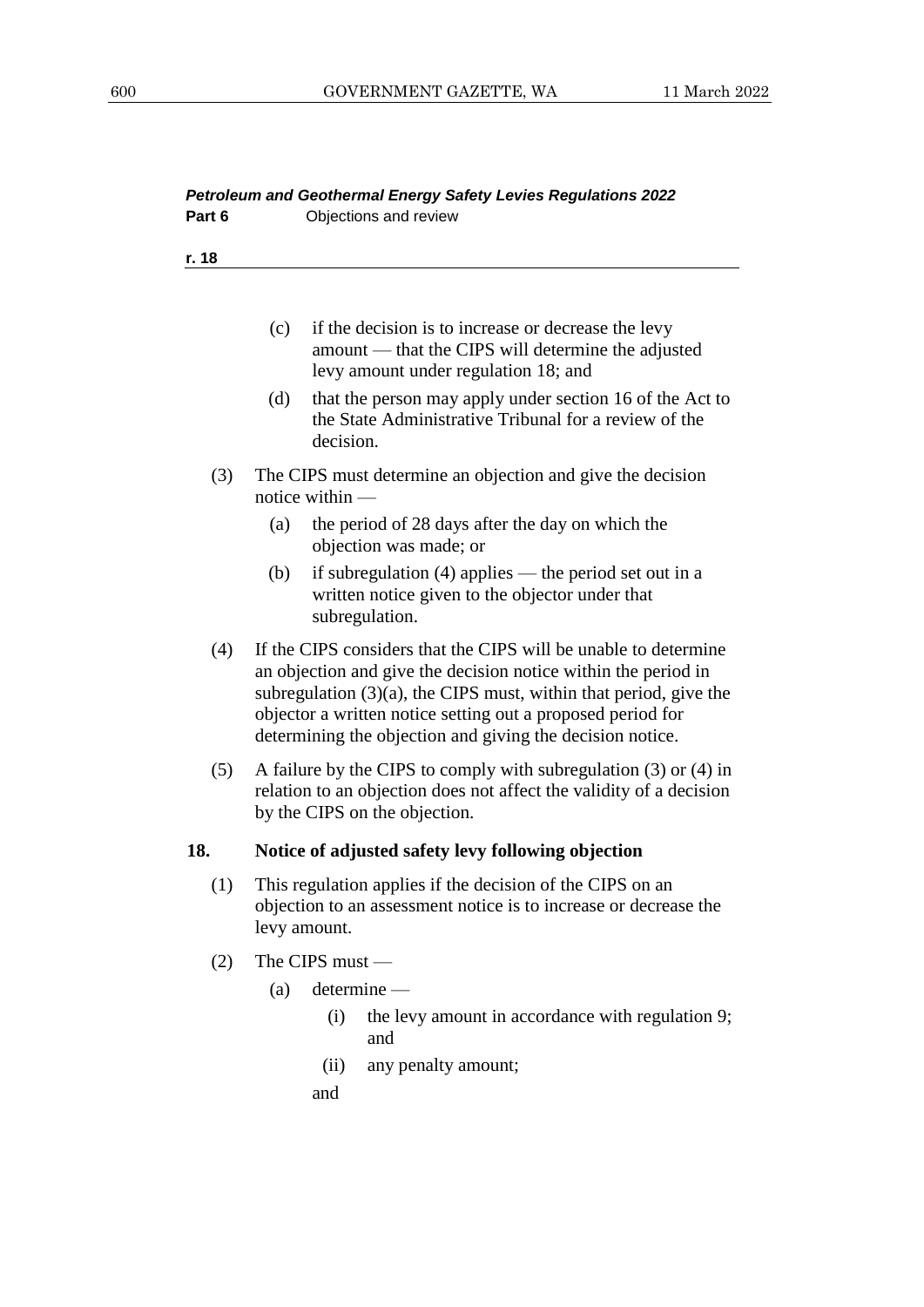(c) if the decision is to increase or decrease the levy amount — that the CIPS will determine the adjusted levy amount under regulation 18; and

(d) that the person may apply under section 16 of the Act to the State Administrative Tribunal for a review of the decision.

(3) The CIPS must determine an objection and give the decision notice within —

(a) the period of 28 days after the day on which the objection was made; or

(b) if subregulation (4) applies — the period set out in a written notice given to the objector under that subregulation.

(4) If the CIPS considers that the CIPS will be unable to determine an objection and give the decision notice within the period in subregulation (3)(a), the CIPS must, within that period, give the objector a written notice setting out a proposed period for determining the objection and giving the decision notice.

(5) A failure by the CIPS to comply with subregulation (3) or (4) in relation to an objection does not affect the validity of a decision by the CIPS on the objection.

### 18. Notice of adjusted safety levy following objection

(1) This regulation applies if the decision of the CIPS on an objection to an assessment notice is to increase or decrease the levy amount.

(2) The CIPS must —

(a) determine —

(i) the levy amount in accordance with regulation 9; and

(ii) any penalty amount;

and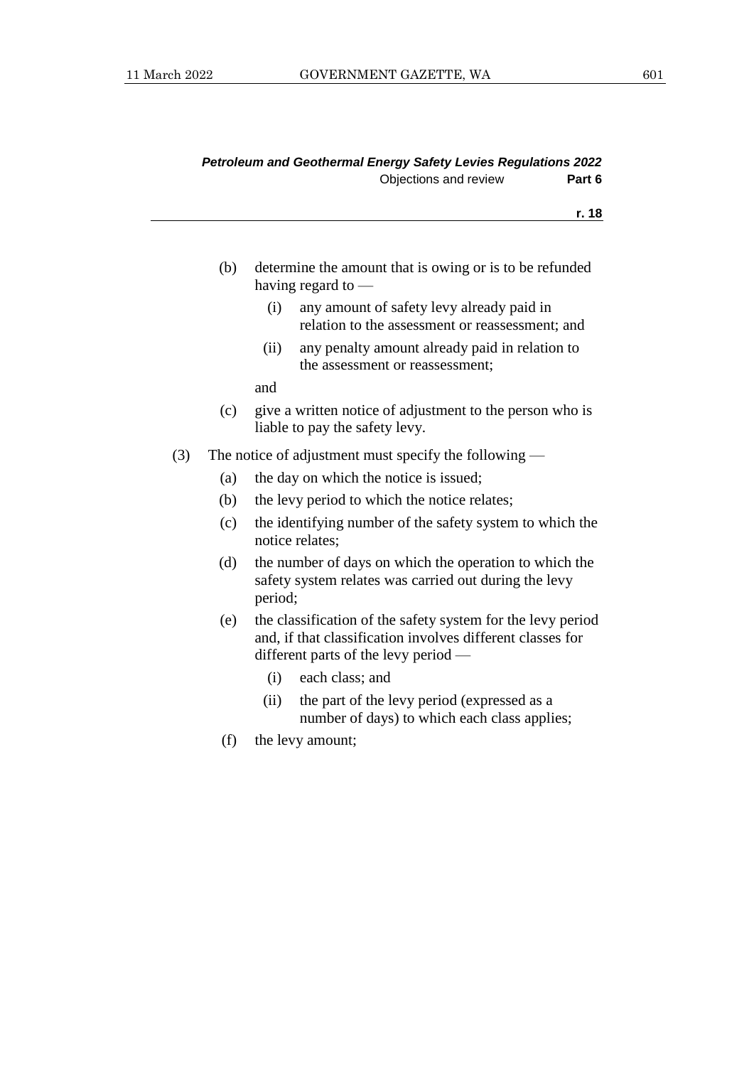(b) determine the amount that is owing or is to be refunded having regard to —

  (i) any amount of safety levy already paid in relation to the assessment or reassessment; and

  (ii) any penalty amount already paid in relation to the assessment or reassessment;

and

(c) give a written notice of adjustment to the person who is liable to pay the safety levy.

(3) The notice of adjustment must specify the following —

  (a) the day on which the notice is issued;

  (b) the levy period to which the notice relates;

  (c) the identifying number of the safety system to which the notice relates;

  (d) the number of days on which the operation to which the safety system relates was carried out during the levy period;

  (e) the classification of the safety system for the levy period and, if that classification involves different classes for different parts of the levy period —

    (i) each class; and

    (ii) the part of the levy period (expressed as a number of days) to which each class applies;

  (f) the levy amount;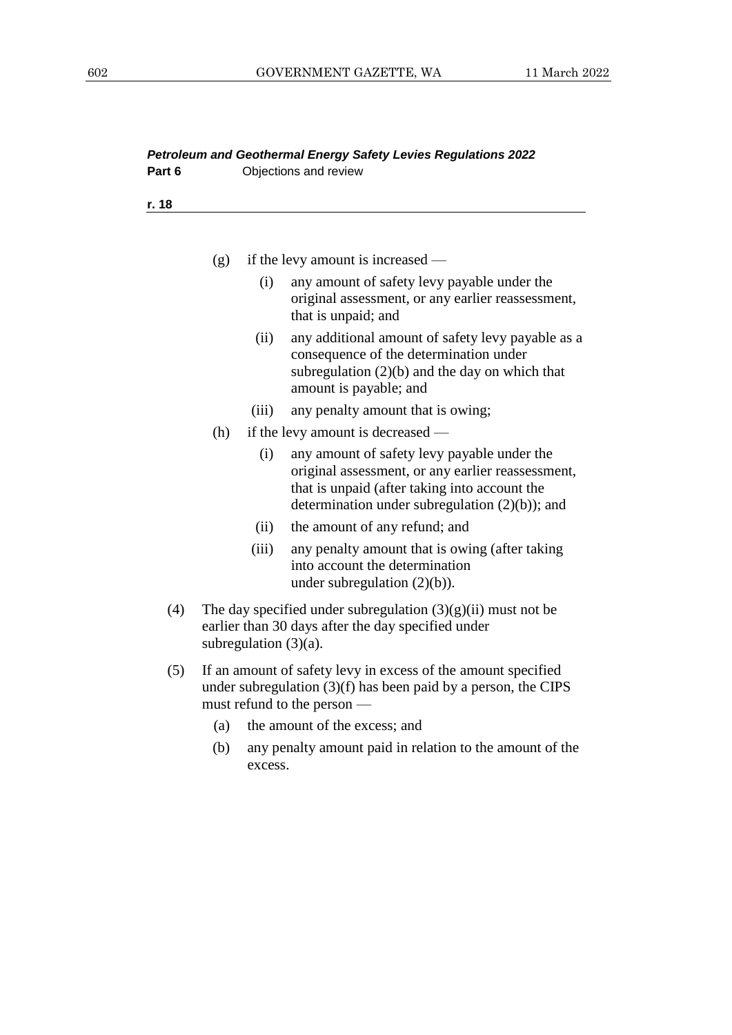(g) if the levy amount is increased —

   (i) any amount of safety levy payable under the original assessment, or any earlier reassessment, that is unpaid; and

   (ii) any additional amount of safety levy payable as a consequence of the determination under subregulation (2)(b) and the day on which that amount is payable; and

   (iii) any penalty amount that is owing;

(h) if the levy amount is decreased —

   (i) any amount of safety levy payable under the original assessment, or any earlier reassessment, that is unpaid (after taking into account the determination under subregulation (2)(b)); and

   (ii) the amount of any refund; and

   (iii) any penalty amount that is owing (after taking into account the determination under subregulation (2)(b)).

(4) The day specified under subregulation (3)(g)(ii) must not be earlier than 30 days after the day specified under subregulation (3)(a).

(5) If an amount of safety levy in excess of the amount specified under subregulation (3)(f) has been paid by a person, the CIPS must refund to the person —

   (a) the amount of the excess; and

   (b) any penalty amount paid in relation to the amount of the excess.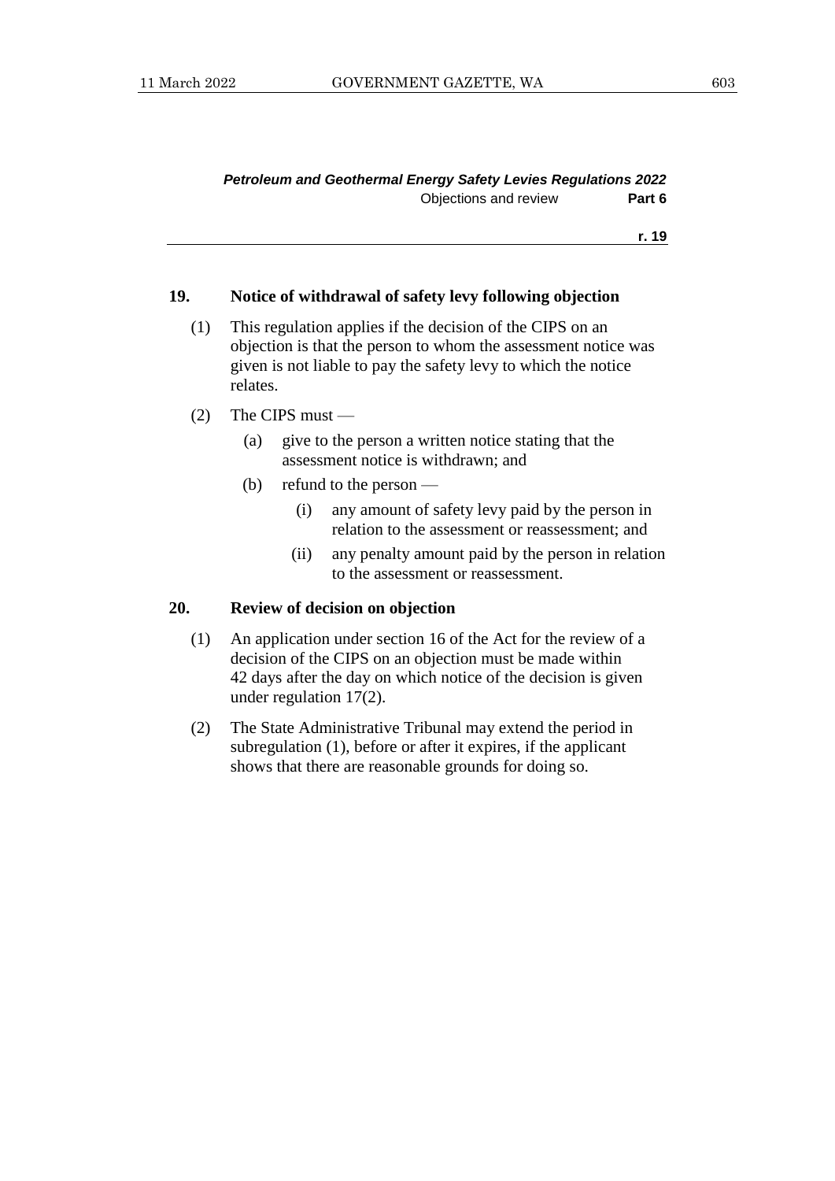## 19. Notice of withdrawal of safety levy following objection

(1) This regulation applies if the decision of the CIPS on an objection is that the person to whom the assessment notice was given is not liable to pay the safety levy to which the notice relates.

(2) The CIPS must —

- (a) give to the person a written notice stating that the assessment notice is withdrawn; and
- (b) refund to the person —
  - (i) any amount of safety levy paid by the person in relation to the assessment or reassessment; and
  - (ii) any penalty amount paid by the person in relation to the assessment or reassessment.

## 20. Review of decision on objection

(1) An application under section 16 of the Act for the review of a decision of the CIPS on an objection must be made within 42 days after the day on which notice of the decision is given under regulation 17(2).

(2) The State Administrative Tribunal may extend the period in subregulation (1), before or after it expires, if the applicant shows that there are reasonable grounds for doing so.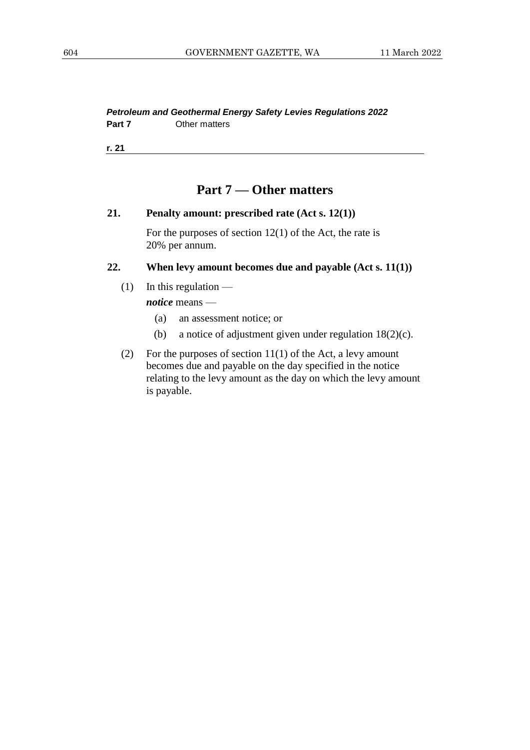## Part 7 — Other matters

**21. Penalty amount: prescribed rate (Act s. 12(1))**

For the purposes of section 12(1) of the Act, the rate is 20% per annum.

**22. When levy amount becomes due and payable (Act s. 11(1))**

(1) In this regulation —

***notice*** means —

(a) an assessment notice; or

(b) a notice of adjustment given under regulation 18(2)(c).

(2) For the purposes of section 11(1) of the Act, a levy amount becomes due and payable on the day specified in the notice relating to the levy amount as the day on which the levy amount is payable.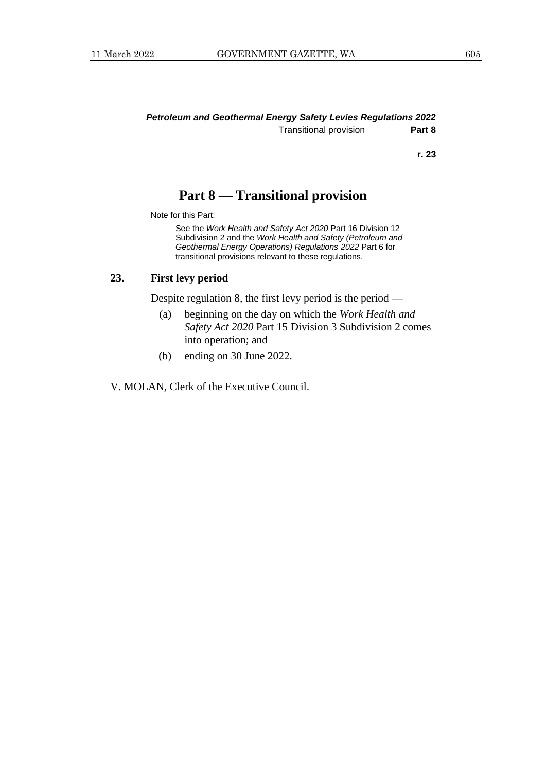# Part 8 — Transitional provision

Note for this Part:

> See the *Work Health and Safety Act 2020* Part 16 Division 12 Subdivision 2 and the *Work Health and Safety (Petroleum and Geothermal Energy Operations) Regulations 2022* Part 6 for transitional provisions relevant to these regulations.

## 23. First levy period

Despite regulation 8, the first levy period is the period —

(a) beginning on the day on which the *Work Health and Safety Act 2020* Part 15 Division 3 Subdivision 2 comes into operation; and

(b) ending on 30 June 2022.

V. MOLAN, Clerk of the Executive Council.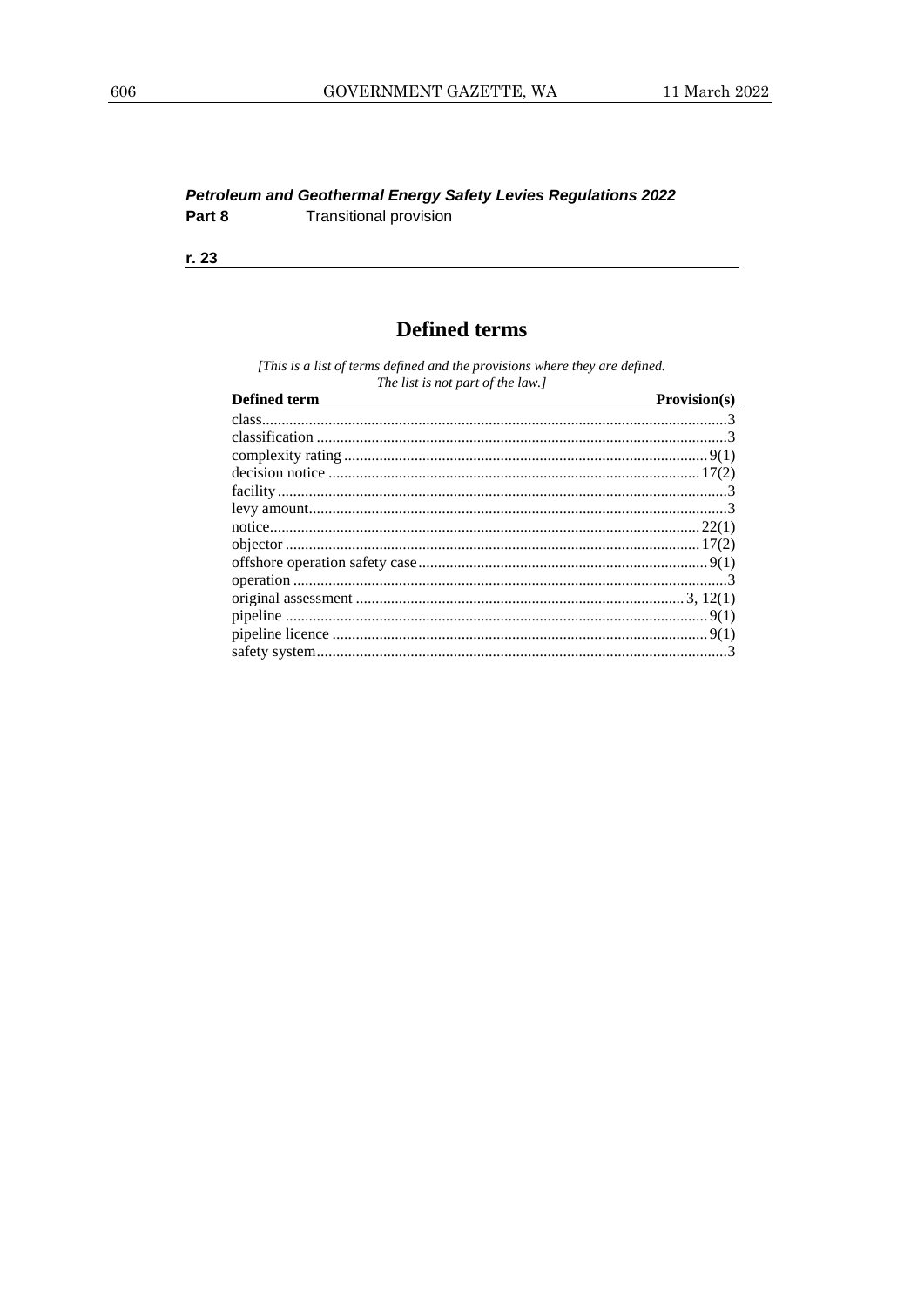*Petroleum and Geothermal Energy Safety Levies Regulations 2022*
**Part 8** Transitional provision

**r. 23**

# Defined terms

*[This is a list of terms defined and the provisions where they are defined. The list is not part of the law.]*

| Defined term | Provision(s) |
| --- | --- |
| class | 3 |
| classification | 3 |
| complexity rating | 9(1) |
| decision notice | 17(2) |
| facility | 3 |
| levy amount | 3 |
| notice | 22(1) |
| objector | 17(2) |
| offshore operation safety case | 9(1) |
| operation | 3 |
| original assessment | 3, 12(1) |
| pipeline | 9(1) |
| pipeline licence | 9(1) |
| safety system | 3 |